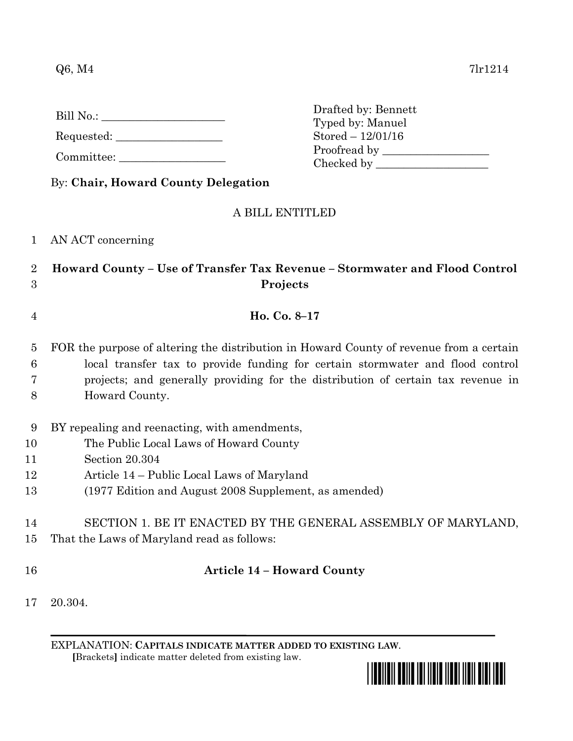Q6, M4 7lr1214

Bill No.: ____________________

Requested: __________________

Committee: __________________

Drafted by: Bennett
Typed by: Manuel
Stored – 12/01/16
Proofread by ___________________
Checked by ____________________

By: **Chair, Howard County Delegation**

A BILL ENTITLED

1 AN ACT concerning

2 **Howard County – Use of Transfer Tax Revenue – Stormwater and Flood Control**
3 **Projects**

4 **Ho. Co. 8–17**

5 FOR the purpose of altering the distribution in Howard County of revenue from a certain
6 local transfer tax to provide funding for certain stormwater and flood control
7 projects; and generally providing for the distribution of certain tax revenue in
8 Howard County.

9 BY repealing and reenacting, with amendments,
10 The Public Local Laws of Howard County
11 Section 20.304
12 Article 14 – Public Local Laws of Maryland
13 (1977 Edition and August 2008 Supplement, as amended)

14 SECTION 1. BE IT ENACTED BY THE GENERAL ASSEMBLY OF MARYLAND,
15 That the Laws of Maryland read as follows:

16 **Article 14 – Howard County**

17 20.304.

EXPLANATION: **CAPITALS INDICATE MATTER ADDED TO EXISTING LAW**.
**[**Brackets**]** indicate matter deleted from existing law.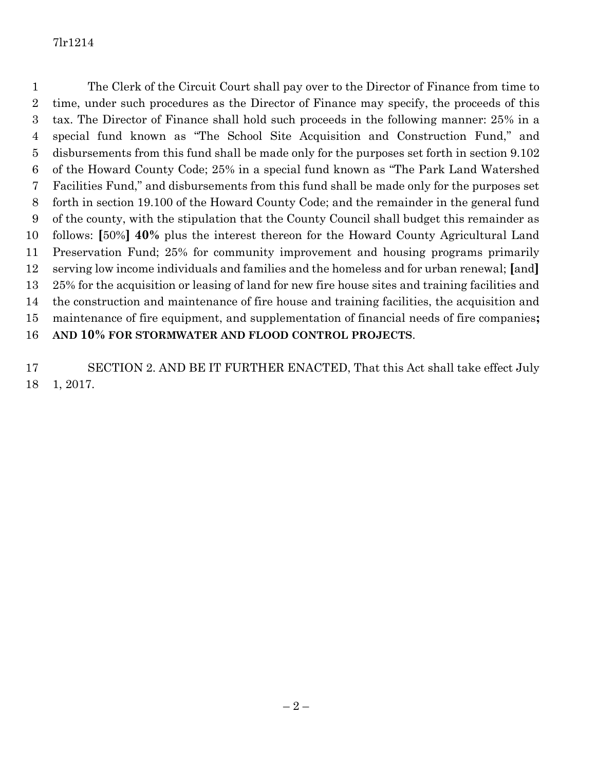The Clerk of the Circuit Court shall pay over to the Director of Finance from time to time, under such procedures as the Director of Finance may specify, the proceeds of this tax. The Director of Finance shall hold such proceeds in the following manner: 25% in a special fund known as "The School Site Acquisition and Construction Fund," and disbursements from this fund shall be made only for the purposes set forth in section 9.102 of the Howard County Code; 25% in a special fund known as "The Park Land Watershed Facilities Fund," and disbursements from this fund shall be made only for the purposes set forth in section 19.100 of the Howard County Code; and the remainder in the general fund of the county, with the stipulation that the County Council shall budget this remainder as follows: **[**50%**]** **40%** plus the interest thereon for the Howard County Agricultural Land Preservation Fund; 25% for community improvement and housing programs primarily serving low income individuals and families and the homeless and for urban renewal; **[**and**]** 25% for the acquisition or leasing of land for new fire house sites and training facilities and the construction and maintenance of fire house and training facilities, the acquisition and maintenance of fire equipment, and supplementation of financial needs of fire companies**; AND 10% FOR STORMWATER AND FLOOD CONTROL PROJECTS**.

SECTION 2. AND BE IT FURTHER ENACTED, That this Act shall take effect July 1, 2017.